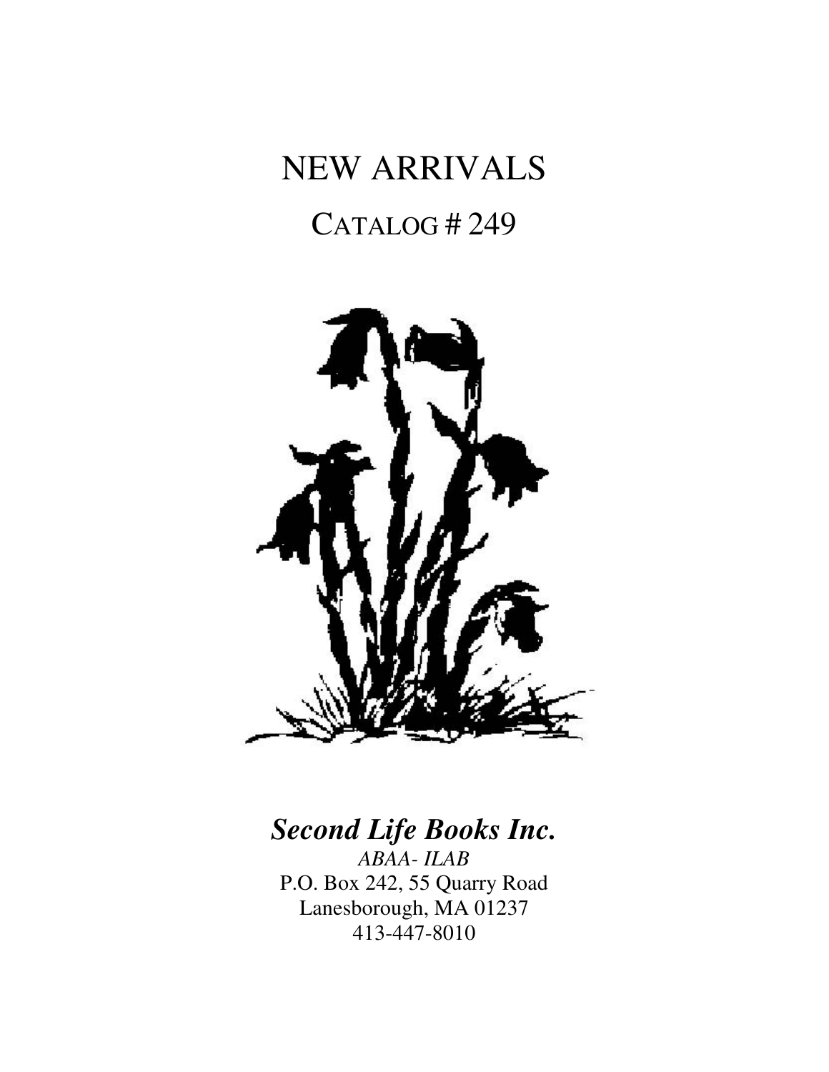# NEW ARRIVALS

## CATALOG # 249

***Second Life Books Inc.***

*ABAA- ILAB*

P.O. Box 242, 55 Quarry Road
Lanesborough, MA 01237
413-447-8010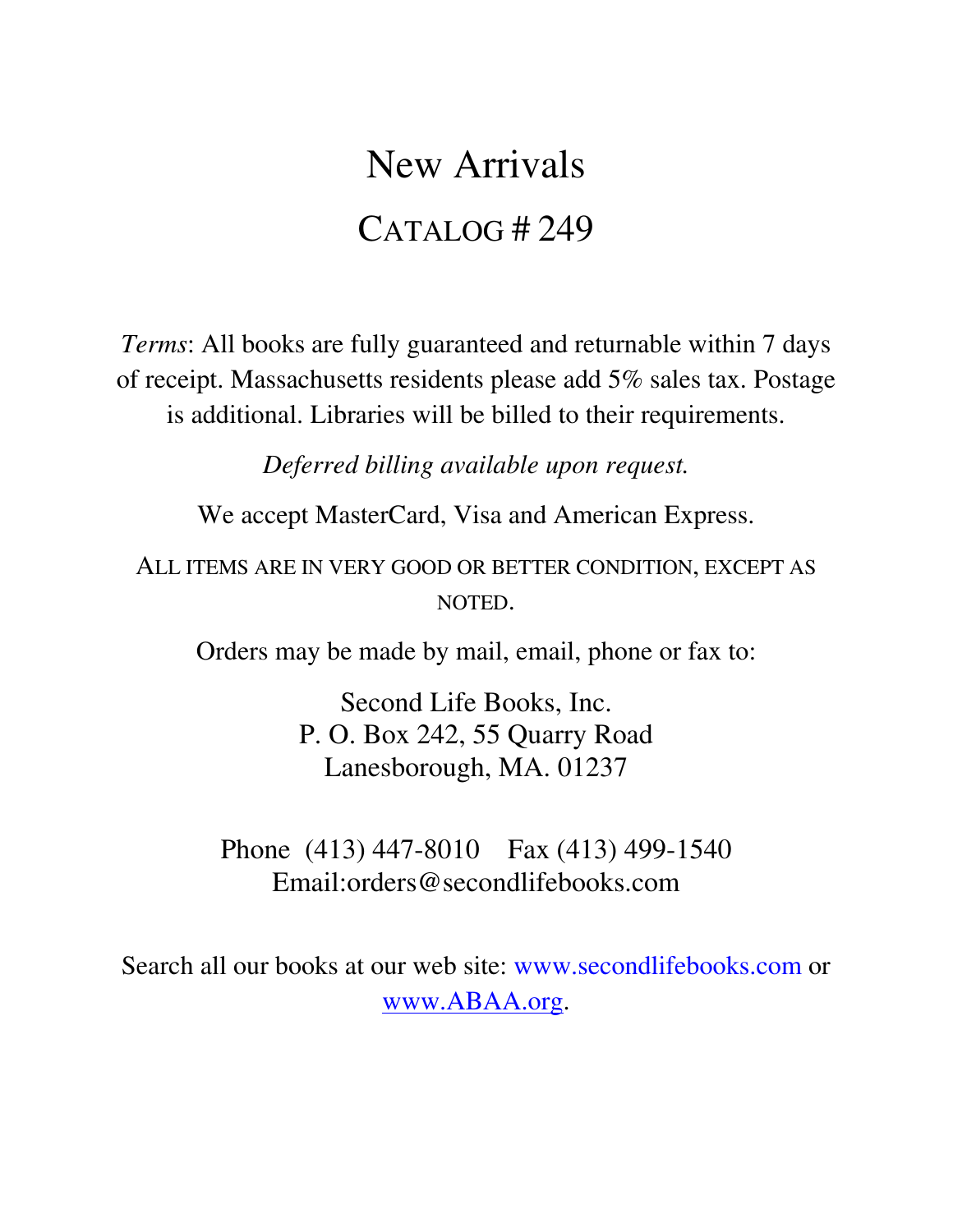# New Arrivals

## CATALOG # 249

*Terms*: All books are fully guaranteed and returnable within 7 days of receipt. Massachusetts residents please add 5% sales tax. Postage is additional. Libraries will be billed to their requirements.

*Deferred billing available upon request.*

We accept MasterCard, Visa and American Express.

ALL ITEMS ARE IN VERY GOOD OR BETTER CONDITION, EXCEPT AS NOTED.

Orders may be made by mail, email, phone or fax to:

Second Life Books, Inc.
P. O. Box 242, 55 Quarry Road
Lanesborough, MA. 01237

Phone (413) 447-8010 Fax (413) 499-1540
Email:orders@secondlifebooks.com

Search all our books at our web site: www.secondlifebooks.com or www.ABAA.org.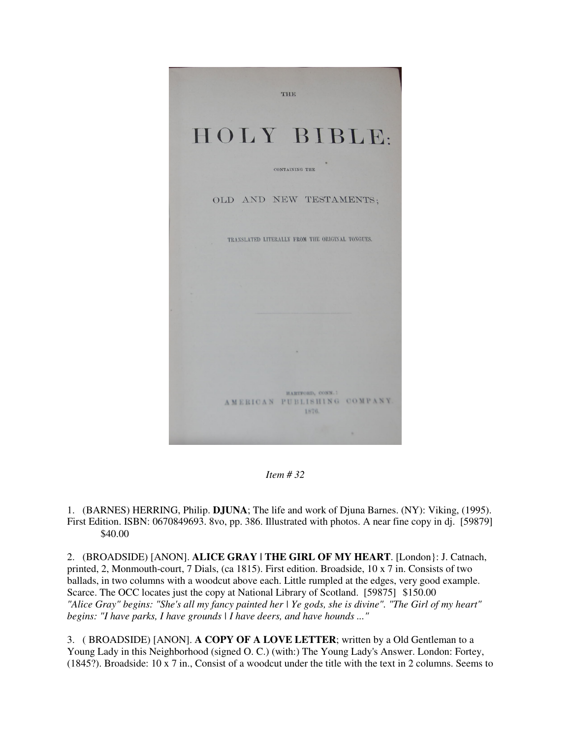*Item # 32*

1. (BARNES) HERRING, Philip. **DJUNA**; The life and work of Djuna Barnes. (NY): Viking, (1995). First Edition. ISBN: 0670849693. 8vo, pp. 386. Illustrated with photos. A near fine copy in dj. [59879] $40.00

2. (BROADSIDE) [ANON]. **ALICE GRAY | THE GIRL OF MY HEART**. [London}: J. Catnach, printed, 2, Monmouth-court, 7 Dials, (ca 1815). First edition. Broadside, 10 x 7 in. Consists of two ballads, in two columns with a woodcut above each. Little rumpled at the edges, very good example. Scarce. The OCC locates just the copy at National Library of Scotland. [59875] $150.00
*"Alice Gray" begins: "She's all my fancy painted her | Ye gods, she is divine". "The Girl of my heart" begins: "I have parks, I have grounds | I have deers, and have hounds ..."*

3. ( BROADSIDE) [ANON]. **A COPY OF A LOVE LETTER**; written by a Old Gentleman to a Young Lady in this Neighborhood (signed O. C.) (with:) The Young Lady's Answer. London: Fortey, (1845?). Broadside: 10 x 7 in., Consist of a woodcut under the title with the text in 2 columns. Seems to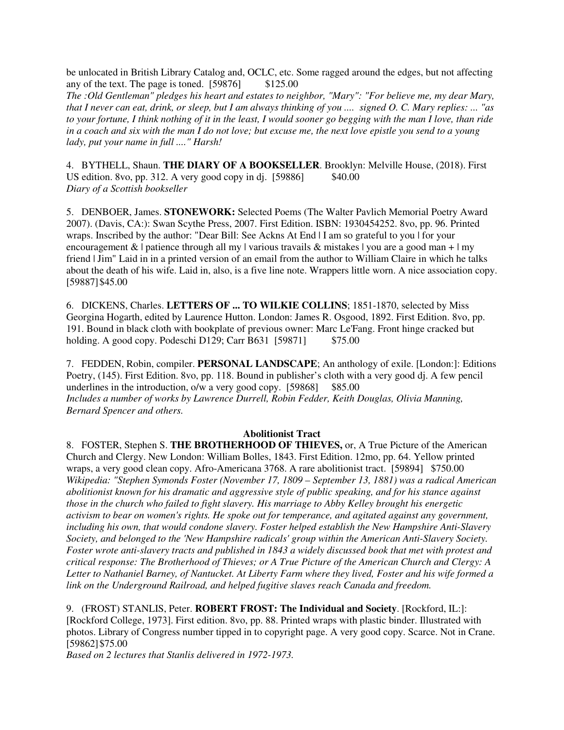be unlocated in British Library Catalog and, OCLC, etc. Some ragged around the edges, but not affecting any of the text. The page is toned. [59876] $125.00

*The :Old Gentleman" pledges his heart and estates to neighbor, "Mary": "For believe me, my dear Mary, that I never can eat, drink, or sleep, but I am always thinking of you .... signed O. C. Mary replies: ... "as to your fortune, I think nothing of it in the least, I would sooner go begging with the man I love, than ride in a coach and six with the man I do not love; but excuse me, the next love epistle you send to a young lady, put your name in full ...." Harsh!*

4. BYTHELL, Shaun. **THE DIARY OF A BOOKSELLER**. Brooklyn: Melville House, (2018). First US edition. 8vo, pp. 312. A very good copy in dj. [59886] $40.00

*Diary of a Scottish bookseller*

5. DENBOER, James. **STONEWORK:** Selected Poems (The Walter Pavlich Memorial Poetry Award 2007). (Davis, CA:): Swan Scythe Press, 2007. First Edition. ISBN: 1930454252. 8vo, pp. 96. Printed wraps. Inscribed by the author: "Dear Bill: See Ackns At End | I am so grateful to you | for your encouragement & | patience through all my | various travails & mistakes | you are a good man + | my friend | Jim" Laid in in a printed version of an email from the author to William Claire in which he talks about the death of his wife. Laid in, also, is a five line note. Wrappers little worn. A nice association copy. [59887] $45.00

6. DICKENS, Charles. **LETTERS OF ... TO WILKIE COLLINS**; 1851-1870, selected by Miss Georgina Hogarth, edited by Laurence Hutton. London: James R. Osgood, 1892. First Edition. 8vo, pp. 191. Bound in black cloth with bookplate of previous owner: Marc Le'Fang. Front hinge cracked but holding. A good copy. Podeschi D129; Carr B631 [59871] $75.00

7. FEDDEN, Robin, compiler. **PERSONAL LANDSCAPE**; An anthology of exile. [London:]: Editions Poetry, (145). First Edition. 8vo, pp. 118. Bound in publisher's cloth with a very good dj. A few pencil underlines in the introduction, o/w a very good copy. [59868] $85.00

*Includes a number of works by Lawrence Durrell, Robin Fedder, Keith Douglas, Olivia Manning, Bernard Spencer and others.*

**Abolitionist Tract**

8. FOSTER, Stephen S. **THE BROTHERHOOD OF THIEVES,** or, A True Picture of the American Church and Clergy. New London: William Bolles, 1843. First Edition. 12mo, pp. 64. Yellow printed wraps, a very good clean copy. Afro-Americana 3768. A rare abolitionist tract. [59894] $750.00

*Wikipedia: "Stephen Symonds Foster (November 17, 1809 – September 13, 1881) was a radical American abolitionist known for his dramatic and aggressive style of public speaking, and for his stance against those in the church who failed to fight slavery. His marriage to Abby Kelley brought his energetic activism to bear on women's rights. He spoke out for temperance, and agitated against any government, including his own, that would condone slavery. Foster helped establish the New Hampshire Anti-Slavery Society, and belonged to the 'New Hampshire radicals' group within the American Anti-Slavery Society. Foster wrote anti-slavery tracts and published in 1843 a widely discussed book that met with protest and critical response: The Brotherhood of Thieves; or A True Picture of the American Church and Clergy: A Letter to Nathaniel Barney, of Nantucket. At Liberty Farm where they lived, Foster and his wife formed a link on the Underground Railroad, and helped fugitive slaves reach Canada and freedom.*

9. (FROST) STANLIS, Peter. **ROBERT FROST: The Individual and Society**. [Rockford, IL:]: [Rockford College, 1973]. First edition. 8vo, pp. 88. Printed wraps with plastic binder. Illustrated with photos. Library of Congress number tipped in to copyright page. A very good copy. Scarce. Not in Crane. [59862] $75.00

*Based on 2 lectures that Stanlis delivered in 1972-1973.*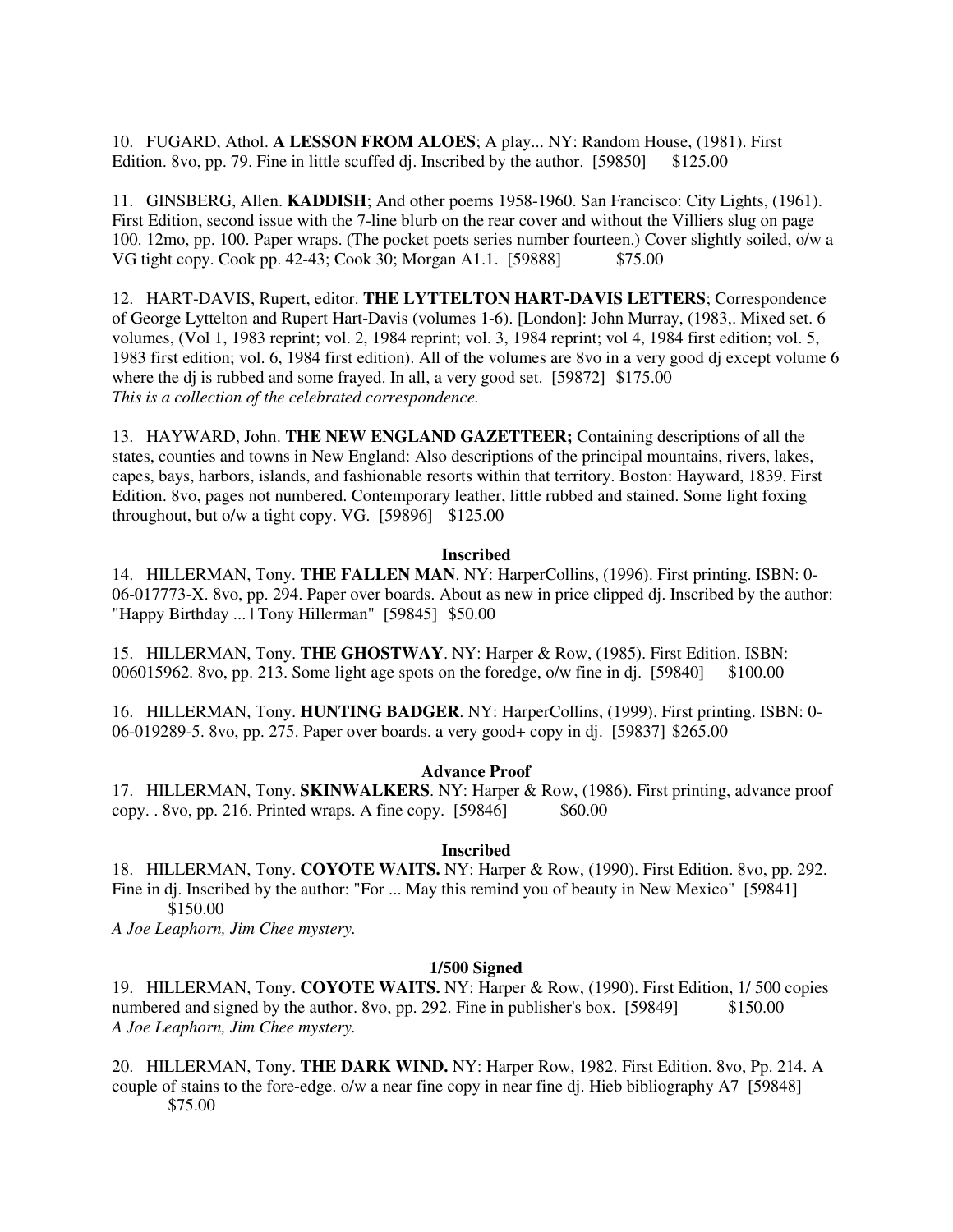10. FUGARD, Athol. **A LESSON FROM ALOES**; A play... NY: Random House, (1981). First Edition. 8vo, pp. 79. Fine in little scuffed dj. Inscribed by the author. [59850] $125.00

11. GINSBERG, Allen. **KADDISH**; And other poems 1958-1960. San Francisco: City Lights, (1961). First Edition, second issue with the 7-line blurb on the rear cover and without the Villiers slug on page 100. 12mo, pp. 100. Paper wraps. (The pocket poets series number fourteen.) Cover slightly soiled, o/w a VG tight copy. Cook pp. 42-43; Cook 30; Morgan A1.1. [59888] $75.00

12. HART-DAVIS, Rupert, editor. **THE LYTTELTON HART-DAVIS LETTERS**; Correspondence of George Lyttelton and Rupert Hart-Davis (volumes 1-6). [London]: John Murray, (1983,. Mixed set. 6 volumes, (Vol 1, 1983 reprint; vol. 2, 1984 reprint; vol. 3, 1984 reprint; vol 4, 1984 first edition; vol. 5, 1983 first edition; vol. 6, 1984 first edition). All of the volumes are 8vo in a very good dj except volume 6 where the dj is rubbed and some frayed. In all, a very good set. [59872] $175.00
*This is a collection of the celebrated correspondence.*

13. HAYWARD, John. **THE NEW ENGLAND GAZETTEER;** Containing descriptions of all the states, counties and towns in New England: Also descriptions of the principal mountains, rivers, lakes, capes, bays, harbors, islands, and fashionable resorts within that territory. Boston: Hayward, 1839. First Edition. 8vo, pages not numbered. Contemporary leather, little rubbed and stained. Some light foxing throughout, but o/w a tight copy. VG. [59896] $125.00

**Inscribed**

14. HILLERMAN, Tony. **THE FALLEN MAN**. NY: HarperCollins, (1996). First printing. ISBN: 0-06-017773-X. 8vo, pp. 294. Paper over boards. About as new in price clipped dj. Inscribed by the author: "Happy Birthday ... | Tony Hillerman" [59845] $50.00

15. HILLERMAN, Tony. **THE GHOSTWAY**. NY: Harper & Row, (1985). First Edition. ISBN: 006015962. 8vo, pp. 213. Some light age spots on the foredge, o/w fine in dj. [59840] $100.00

16. HILLERMAN, Tony. **HUNTING BADGER**. NY: HarperCollins, (1999). First printing. ISBN: 0-06-019289-5. 8vo, pp. 275. Paper over boards. a very good+ copy in dj. [59837] $265.00

**Advance Proof**

17. HILLERMAN, Tony. **SKINWALKERS**. NY: Harper & Row, (1986). First printing, advance proof copy. . 8vo, pp. 216. Printed wraps. A fine copy. [59846] $60.00

**Inscribed**

18. HILLERMAN, Tony. **COYOTE WAITS.** NY: Harper & Row, (1990). First Edition. 8vo, pp. 292. Fine in dj. Inscribed by the author: "For ... May this remind you of beauty in New Mexico" [59841] $150.00
*A Joe Leaphorn, Jim Chee mystery.*

**1/500 Signed**

19. HILLERMAN, Tony. **COYOTE WAITS.** NY: Harper & Row, (1990). First Edition, 1/ 500 copies numbered and signed by the author. 8vo, pp. 292. Fine in publisher's box. [59849] $150.00
*A Joe Leaphorn, Jim Chee mystery.*

20. HILLERMAN, Tony. **THE DARK WIND.** NY: Harper Row, 1982. First Edition. 8vo, Pp. 214. A couple of stains to the fore-edge. o/w a near fine copy in near fine dj. Hieb bibliography A7 [59848] $75.00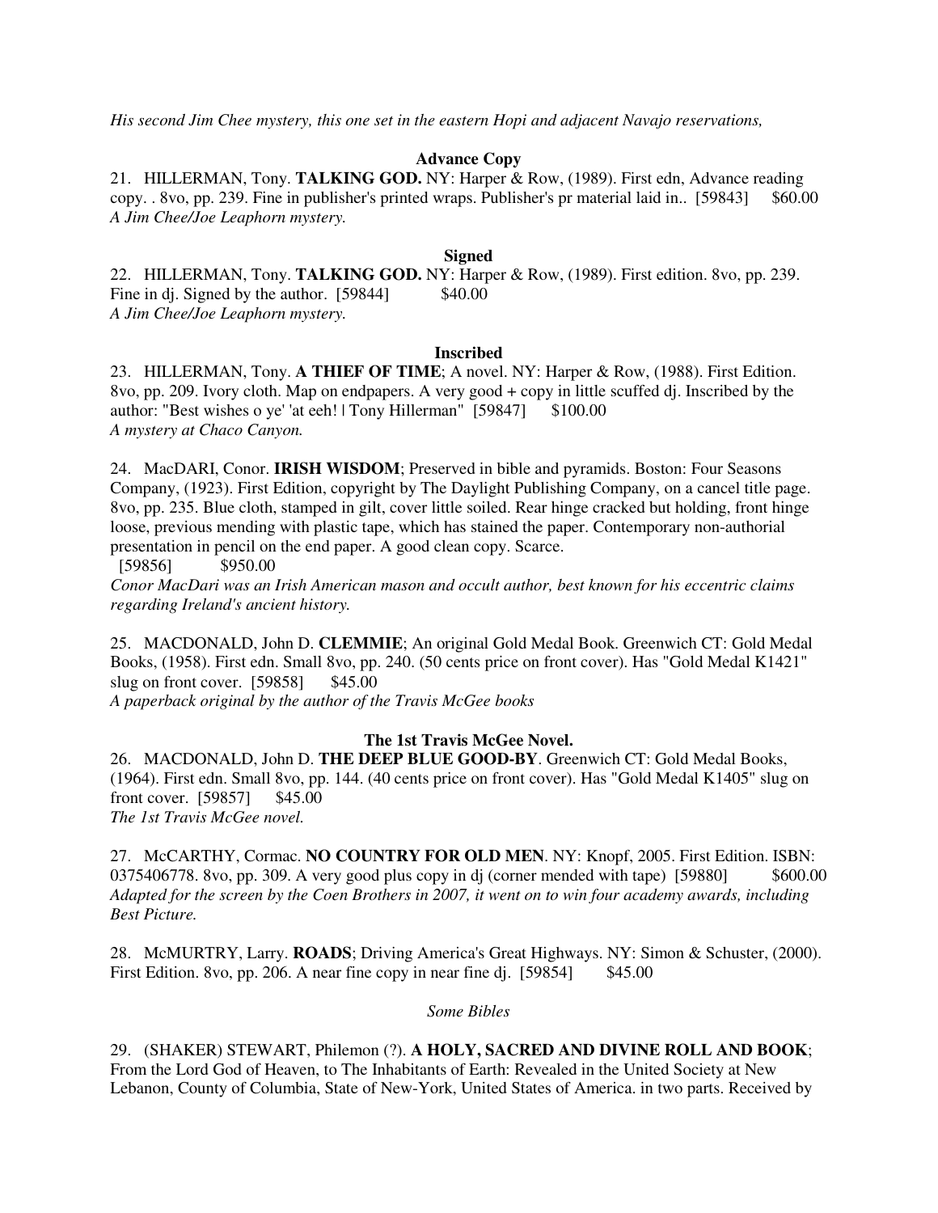*His second Jim Chee mystery, this one set in the eastern Hopi and adjacent Navajo reservations,*

**Advance Copy**

21. HILLERMAN, Tony. **TALKING GOD.** NY: Harper & Row, (1989). First edn, Advance reading copy. . 8vo, pp. 239. Fine in publisher's printed wraps. Publisher's pr material laid in.. [59843] $60.00
*A Jim Chee/Joe Leaphorn mystery.*

**Signed**

22. HILLERMAN, Tony. **TALKING GOD.** NY: Harper & Row, (1989). First edition. 8vo, pp. 239. Fine in dj. Signed by the author. [59844] $40.00
*A Jim Chee/Joe Leaphorn mystery.*

**Inscribed**

23. HILLERMAN, Tony. **A THIEF OF TIME**; A novel. NY: Harper & Row, (1988). First Edition. 8vo, pp. 209. Ivory cloth. Map on endpapers. A very good + copy in little scuffed dj. Inscribed by the author: "Best wishes o ye' 'at eeh! | Tony Hillerman" [59847] $100.00
*A mystery at Chaco Canyon.*

24. MacDARI, Conor. **IRISH WISDOM**; Preserved in bible and pyramids. Boston: Four Seasons Company, (1923). First Edition, copyright by The Daylight Publishing Company, on a cancel title page. 8vo, pp. 235. Blue cloth, stamped in gilt, cover little soiled. Rear hinge cracked but holding, front hinge loose, previous mending with plastic tape, which has stained the paper. Contemporary non-authorial presentation in pencil on the end paper. A good clean copy. Scarce.
[59856] $950.00
*Conor MacDari was an Irish American mason and occult author, best known for his eccentric claims regarding Ireland's ancient history.*

25. MACDONALD, John D. **CLEMMIE**; An original Gold Medal Book. Greenwich CT: Gold Medal Books, (1958). First edn. Small 8vo, pp. 240. (50 cents price on front cover). Has "Gold Medal K1421" slug on front cover. [59858] $45.00
*A paperback original by the author of the Travis McGee books*

**The 1st Travis McGee Novel.**

26. MACDONALD, John D. **THE DEEP BLUE GOOD-BY**. Greenwich CT: Gold Medal Books, (1964). First edn. Small 8vo, pp. 144. (40 cents price on front cover). Has "Gold Medal K1405" slug on front cover. [59857] $45.00
*The 1st Travis McGee novel.*

27. McCARTHY, Cormac. **NO COUNTRY FOR OLD MEN**. NY: Knopf, 2005. First Edition. ISBN: 0375406778. 8vo, pp. 309. A very good plus copy in dj (corner mended with tape) [59880] $600.00
*Adapted for the screen by the Coen Brothers in 2007, it went on to win four academy awards, including Best Picture.*

28. McMURTRY, Larry. **ROADS**; Driving America's Great Highways. NY: Simon & Schuster, (2000). First Edition. 8vo, pp. 206. A near fine copy in near fine dj. [59854] $45.00

*Some Bibles*

29. (SHAKER) STEWART, Philemon (?). **A HOLY, SACRED AND DIVINE ROLL AND BOOK**; From the Lord God of Heaven, to The Inhabitants of Earth: Revealed in the United Society at New Lebanon, County of Columbia, State of New-York, United States of America. in two parts. Received by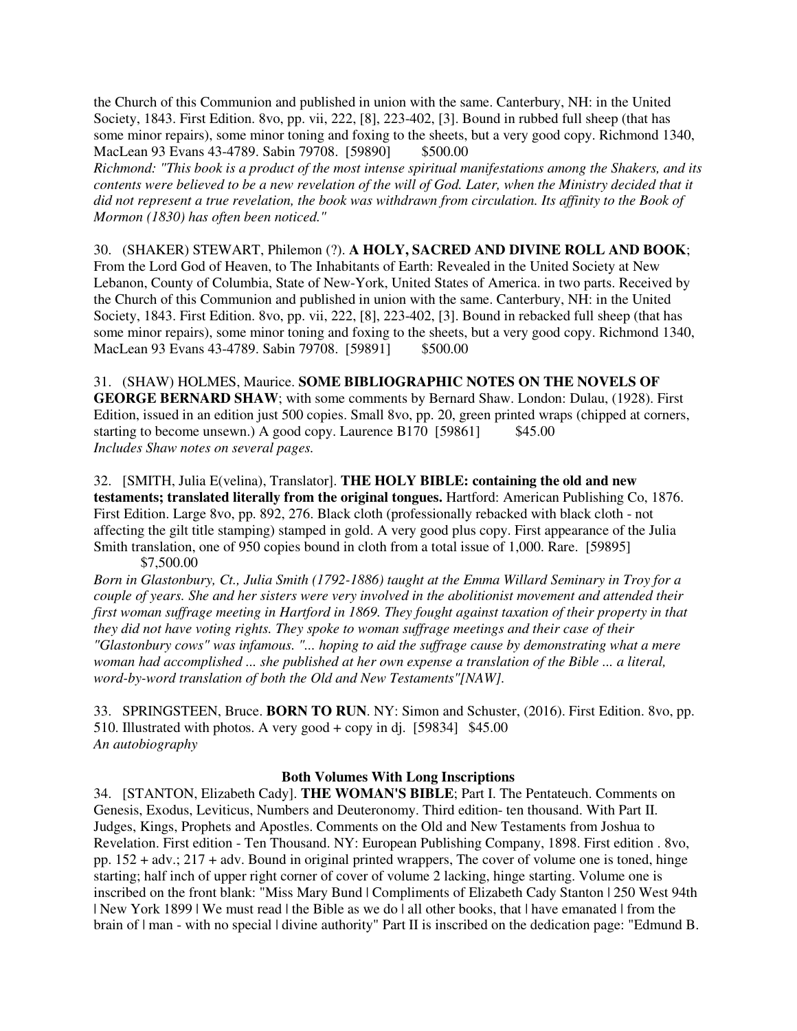the Church of this Communion and published in union with the same. Canterbury, NH: in the United Society, 1843. First Edition. 8vo, pp. vii, 222, [8], 223-402, [3]. Bound in rubbed full sheep (that has some minor repairs), some minor toning and foxing to the sheets, but a very good copy. Richmond 1340, MacLean 93 Evans 43-4789. Sabin 79708. [59890] $500.00

*Richmond: "This book is a product of the most intense spiritual manifestations among the Shakers, and its contents were believed to be a new revelation of the will of God. Later, when the Ministry decided that it did not represent a true revelation, the book was withdrawn from circulation. Its affinity to the Book of Mormon (1830) has often been noticed."*

30. (SHAKER) STEWART, Philemon (?). **A HOLY, SACRED AND DIVINE ROLL AND BOOK**; From the Lord God of Heaven, to The Inhabitants of Earth: Revealed in the United Society at New Lebanon, County of Columbia, State of New-York, United States of America. in two parts. Received by the Church of this Communion and published in union with the same. Canterbury, NH: in the United Society, 1843. First Edition. 8vo, pp. vii, 222, [8], 223-402, [3]. Bound in rebacked full sheep (that has some minor repairs), some minor toning and foxing to the sheets, but a very good copy. Richmond 1340, MacLean 93 Evans 43-4789. Sabin 79708. [59891] $500.00

31. (SHAW) HOLMES, Maurice. **SOME BIBLIOGRAPHIC NOTES ON THE NOVELS OF GEORGE BERNARD SHAW**; with some comments by Bernard Shaw. London: Dulau, (1928). First Edition, issued in an edition just 500 copies. Small 8vo, pp. 20, green printed wraps (chipped at corners, starting to become unsewn.) A good copy. Laurence B170 [59861] $45.00

*Includes Shaw notes on several pages.*

32. [SMITH, Julia E(velina), Translator]. **THE HOLY BIBLE: containing the old and new testaments; translated literally from the original tongues.** Hartford: American Publishing Co, 1876. First Edition. Large 8vo, pp. 892, 276. Black cloth (professionally rebacked with black cloth - not affecting the gilt title stamping) stamped in gold. A very good plus copy. First appearance of the Julia Smith translation, one of 950 copies bound in cloth from a total issue of 1,000. Rare. [59895] $7,500.00

*Born in Glastonbury, Ct., Julia Smith (1792-1886) taught at the Emma Willard Seminary in Troy for a couple of years. She and her sisters were very involved in the abolitionist movement and attended their first woman suffrage meeting in Hartford in 1869. They fought against taxation of their property in that they did not have voting rights. They spoke to woman suffrage meetings and their case of their "Glastonbury cows" was infamous. "... hoping to aid the suffrage cause by demonstrating what a mere woman had accomplished ... she published at her own expense a translation of the Bible ... a literal, word-by-word translation of both the Old and New Testaments"[NAW].*

33. SPRINGSTEEN, Bruce. **BORN TO RUN**. NY: Simon and Schuster, (2016). First Edition. 8vo, pp. 510. Illustrated with photos. A very good + copy in dj. [59834] $45.00

*An autobiography*

**Both Volumes With Long Inscriptions**

34. [STANTON, Elizabeth Cady]. **THE WOMAN'S BIBLE**; Part I. The Pentateuch. Comments on Genesis, Exodus, Leviticus, Numbers and Deuteronomy. Third edition- ten thousand. With Part II. Judges, Kings, Prophets and Apostles. Comments on the Old and New Testaments from Joshua to Revelation. First edition - Ten Thousand. NY: European Publishing Company, 1898. First edition . 8vo, pp. 152 + adv.; 217 + adv. Bound in original printed wrappers, The cover of volume one is toned, hinge starting; half inch of upper right corner of cover of volume 2 lacking, hinge starting. Volume one is inscribed on the front blank: "Miss Mary Bund | Compliments of Elizabeth Cady Stanton | 250 West 94th | New York 1899 | We must read | the Bible as we do | all other books, that | have emanated | from the brain of | man - with no special | divine authority" Part II is inscribed on the dedication page: "Edmund B.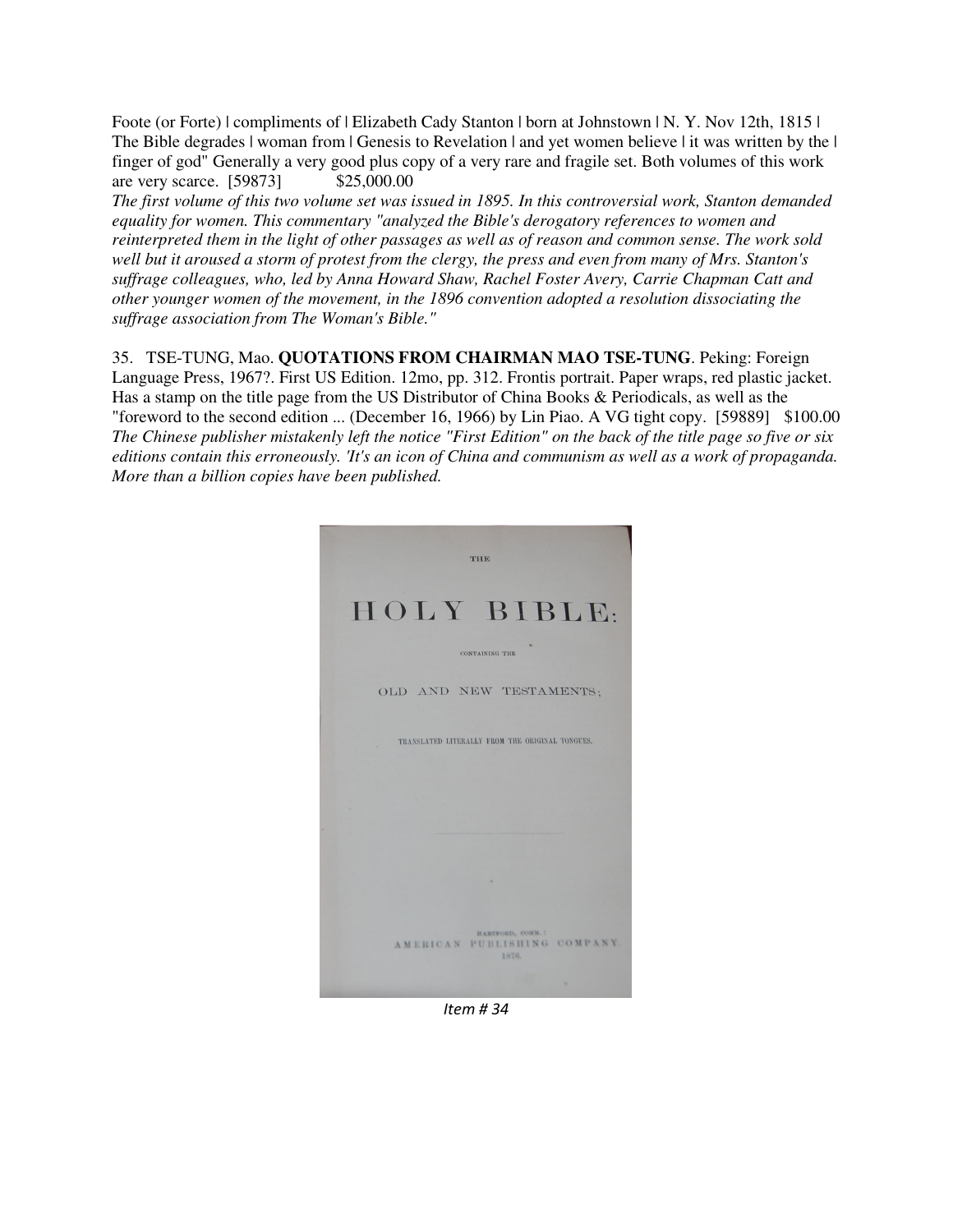Foote (or Forte) | compliments of | Elizabeth Cady Stanton | born at Johnstown | N. Y. Nov 12th, 1815 | The Bible degrades | woman from | Genesis to Revelation | and yet women believe | it was written by the | finger of god" Generally a very good plus copy of a very rare and fragile set. Both volumes of this work are very scarce. [59873] $25,000.00

*The first volume of this two volume set was issued in 1895. In this controversial work, Stanton demanded equality for women. This commentary "analyzed the Bible's derogatory references to women and reinterpreted them in the light of other passages as well as of reason and common sense. The work sold well but it aroused a storm of protest from the clergy, the press and even from many of Mrs. Stanton's suffrage colleagues, who, led by Anna Howard Shaw, Rachel Foster Avery, Carrie Chapman Catt and other younger women of the movement, in the 1896 convention adopted a resolution dissociating the suffrage association from The Woman's Bible."*

35. TSE-TUNG, Mao. **QUOTATIONS FROM CHAIRMAN MAO TSE-TUNG**. Peking: Foreign Language Press, 1967?. First US Edition. 12mo, pp. 312. Frontis portrait. Paper wraps, red plastic jacket. Has a stamp on the title page from the US Distributor of China Books & Periodicals, as well as the "foreword to the second edition ... (December 16, 1966) by Lin Piao. A VG tight copy. [59889] $100.00

*The Chinese publisher mistakenly left the notice "First Edition" on the back of the title page so five or six editions contain this erroneously. 'It's an icon of China and communism as well as a work of propaganda. More than a billion copies have been published.*

*Item # 34*